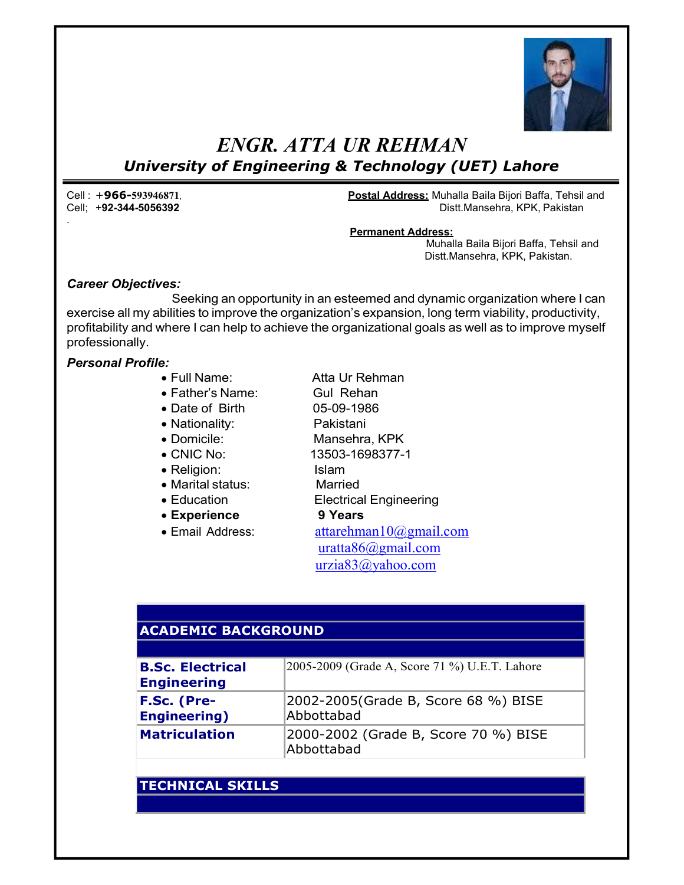# *ENGR. ATTA UR REHMAN*

## *University of Engineering & Technology (UET) Lahore*

Cell : +966-593946871,
Cell; +92-344-5056392

**Postal Address:** Muhalla Baila Bijori Baffa, Tehsil and Distt.Mansehra, KPK, Pakistan

**Permanent Address:**
Muhalla Baila Bijori Baffa, Tehsil and Distt.Mansehra, KPK, Pakistan.

***Career Objectives:***

Seeking an opportunity in an esteemed and dynamic organization where I can exercise all my abilities to improve the organization's expansion, long term viability, productivity, profitability and where I can help to achieve the organizational goals as well as to improve myself professionally.

***Personal Profile:***

- Full Name: Atta Ur Rehman
- Father's Name: Gul Rehan
- Date of Birth 05-09-1986
- Nationality: Pakistani
- Domicile: Mansehra, KPK
- CNIC No: 13503-1698377-1
- Religion: Islam
- Marital status: Married
- Education Electrical Engineering
- **Experience** **9 Years**
- Email Address: attarehman10@gmail.com
  uratta86@gmail.com
  urzia83@yahoo.com

| **ACADEMIC BACKGROUND** | |
|---|---|
| **B.Sc. Electrical Engineering** | 2005-2009 (Grade A, Score 71 %) U.E.T. Lahore |
| **F.Sc. (Pre-Engineering)** | 2002-2005(Grade B, Score 68 %) BISE Abbottabad |
| **Matriculation** | 2000-2002 (Grade B, Score 70 %) BISE Abbottabad |

| **TECHNICAL SKILLS** |
|---|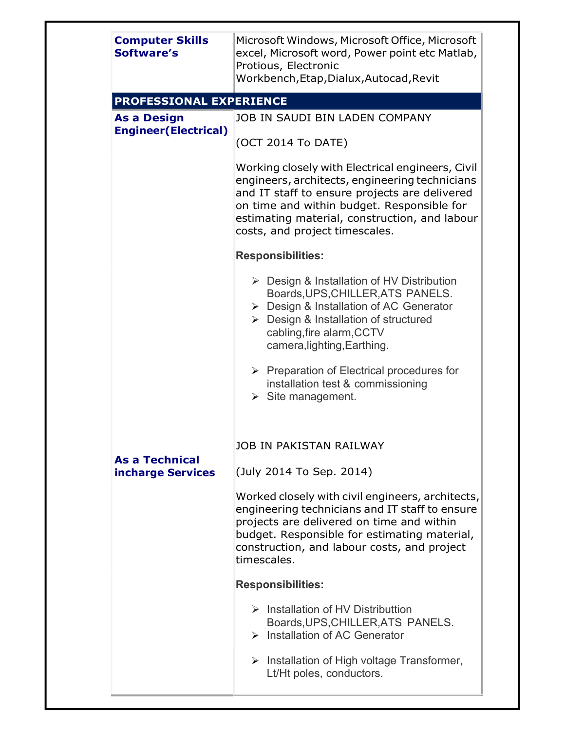| **Computer Skills Software's** | Microsoft Windows, Microsoft Office, Microsoft excel, Microsoft word, Power point etc Matlab, Protious, Electronic Workbench,Etap,Dialux,Autocad,Revit |
|---|---|

## PROFESSIONAL EXPERIENCE

**As a Design Engineer(Electrical)**

JOB IN SAUDI BIN LADEN COMPANY

(OCT 2014 To DATE)

Working closely with Electrical engineers, Civil engineers, architects, engineering technicians and IT staff to ensure projects are delivered on time and within budget. Responsible for estimating material, construction, and labour costs, and project timescales.

**Responsibilities:**

- Design & Installation of HV Distribution Boards,UPS,CHILLER,ATS PANELS.
- Design & Installation of AC Generator
- Design & Installation of structured cabling,fire alarm,CCTV camera,lighting,Earthing.
- Preparation of Electrical procedures for installation test & commissioning
- Site management.

**As a Technical incharge Services**

JOB IN PAKISTAN RAILWAY

(July 2014 To Sep. 2014)

Worked closely with civil engineers, architects, engineering technicians and IT staff to ensure projects are delivered on time and within budget. Responsible for estimating material, construction, and labour costs, and project timescales.

**Responsibilities:**

- Installation of HV Distributtion Boards,UPS,CHILLER,ATS PANELS.
- Installation of AC Generator
- Installation of High voltage Transformer, Lt/Ht poles, conductors.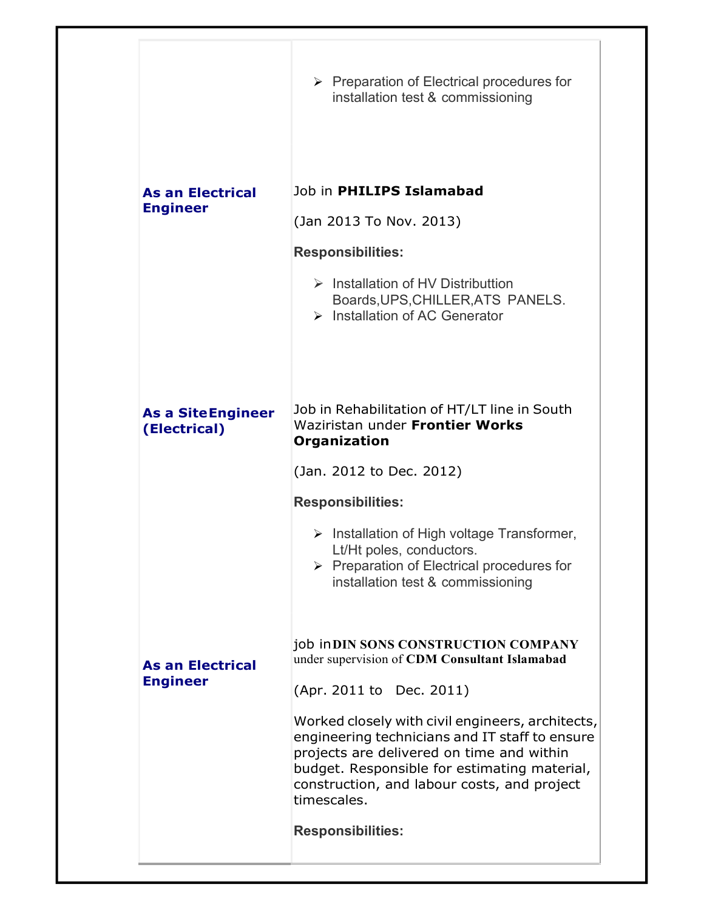- Preparation of Electrical procedures for installation test & commissioning

| | |
|---|---|
| **As an Electrical Engineer** | Job in **PHILIPS Islamabad**<br><br>(Jan 2013 To Nov. 2013)<br><br>**Responsibilities:**<br><br>- Installation of HV Distributtion Boards,UPS,CHILLER,ATS PANELS.<br>- Installation of AC Generator |
| **As a Site Engineer (Electrical)** | Job in Rehabilitation of HT/LT line in South Waziristan under **Frontier Works Organization**<br><br>(Jan. 2012 to Dec. 2012)<br><br>**Responsibilities:**<br><br>- Installation of High voltage Transformer, Lt/Ht poles, conductors.<br>- Preparation of Electrical procedures for installation test & commissioning |
| **As an Electrical Engineer** | job in **DIN SONS CONSTRUCTION COMPANY** under supervision of **CDM Consultant Islamabad**<br><br>(Apr. 2011 to Dec. 2011)<br><br>Worked closely with civil engineers, architects, engineering technicians and IT staff to ensure projects are delivered on time and within budget. Responsible for estimating material, construction, and labour costs, and project timescales.<br><br>**Responsibilities:** |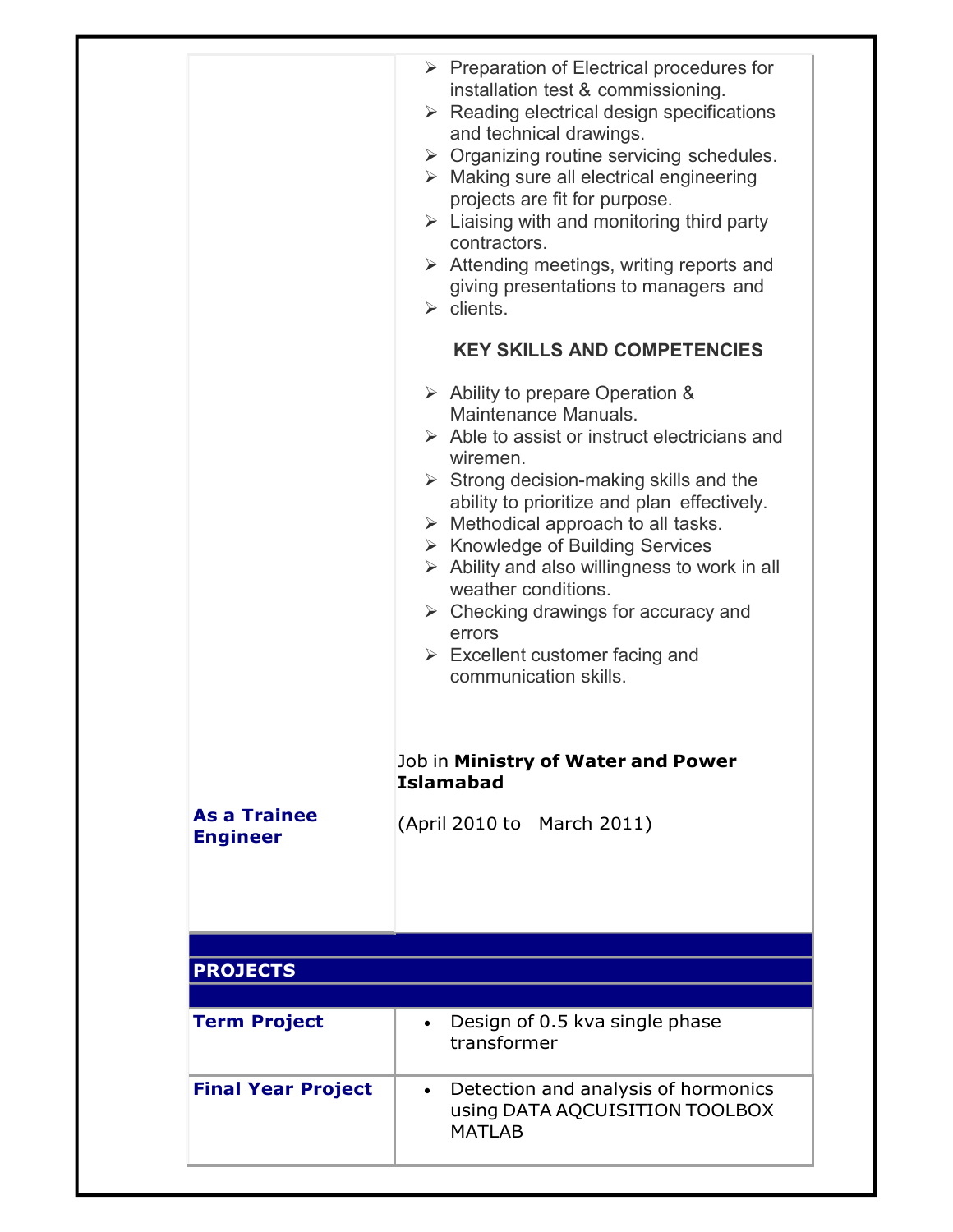| | |
|---|---|
| | ➢ Preparation of Electrical procedures for installation test & commissioning.<br>➢ Reading electrical design specifications and technical drawings.<br>➢ Organizing routine servicing schedules.<br>➢ Making sure all electrical engineering projects are fit for purpose.<br>➢ Liaising with and monitoring third party contractors.<br>➢ Attending meetings, writing reports and giving presentations to managers and<br>➢ clients.<br><br>**KEY SKILLS AND COMPETENCIES**<br><br>➢ Ability to prepare Operation & Maintenance Manuals.<br>➢ Able to assist or instruct electricians and wiremen.<br>➢ Strong decision-making skills and the ability to prioritize and plan effectively.<br>➢ Methodical approach to all tasks.<br>➢ Knowledge of Building Services<br>➢ Ability and also willingness to work in all weather conditions.<br>➢ Checking drawings for accuracy and errors<br>➢ Excellent customer facing and communication skills. |
| **As a Trainee Engineer** | Job in **Ministry of Water and Power Islamabad**<br><br>(April 2010 to March 2011) |

## PROJECTS

| | |
|---|---|
| **Term Project** | • Design of 0.5 kva single phase transformer |
| **Final Year Project** | • Detection and analysis of hormonics using DATA AQCUISITION TOOLBOX MATLAB |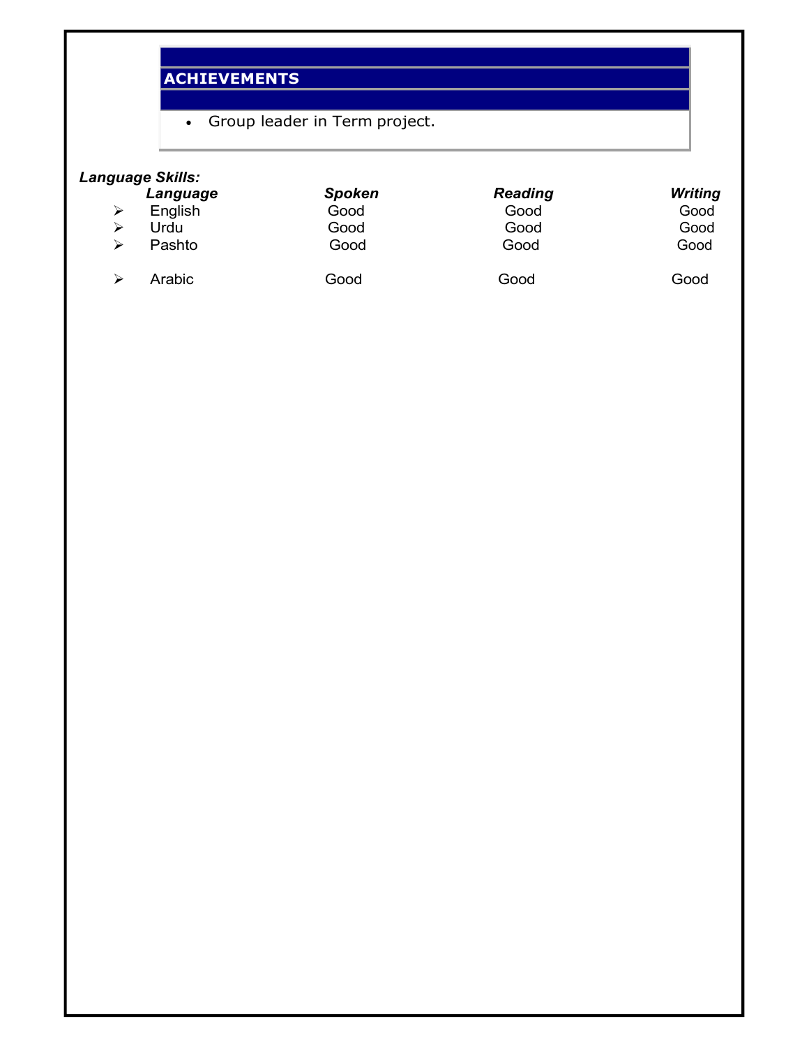## ACHIEVEMENTS

- Group leader in Term project.

***Language Skills:***

| *Language* | *Spoken* | *Reading* | *Writing* |
|---|---|---|---|
| ➢ English | Good | Good | Good |
| ➢ Urdu | Good | Good | Good |
| ➢ Pashto | Good | Good | Good |
| ➢ Arabic | Good | Good | Good |